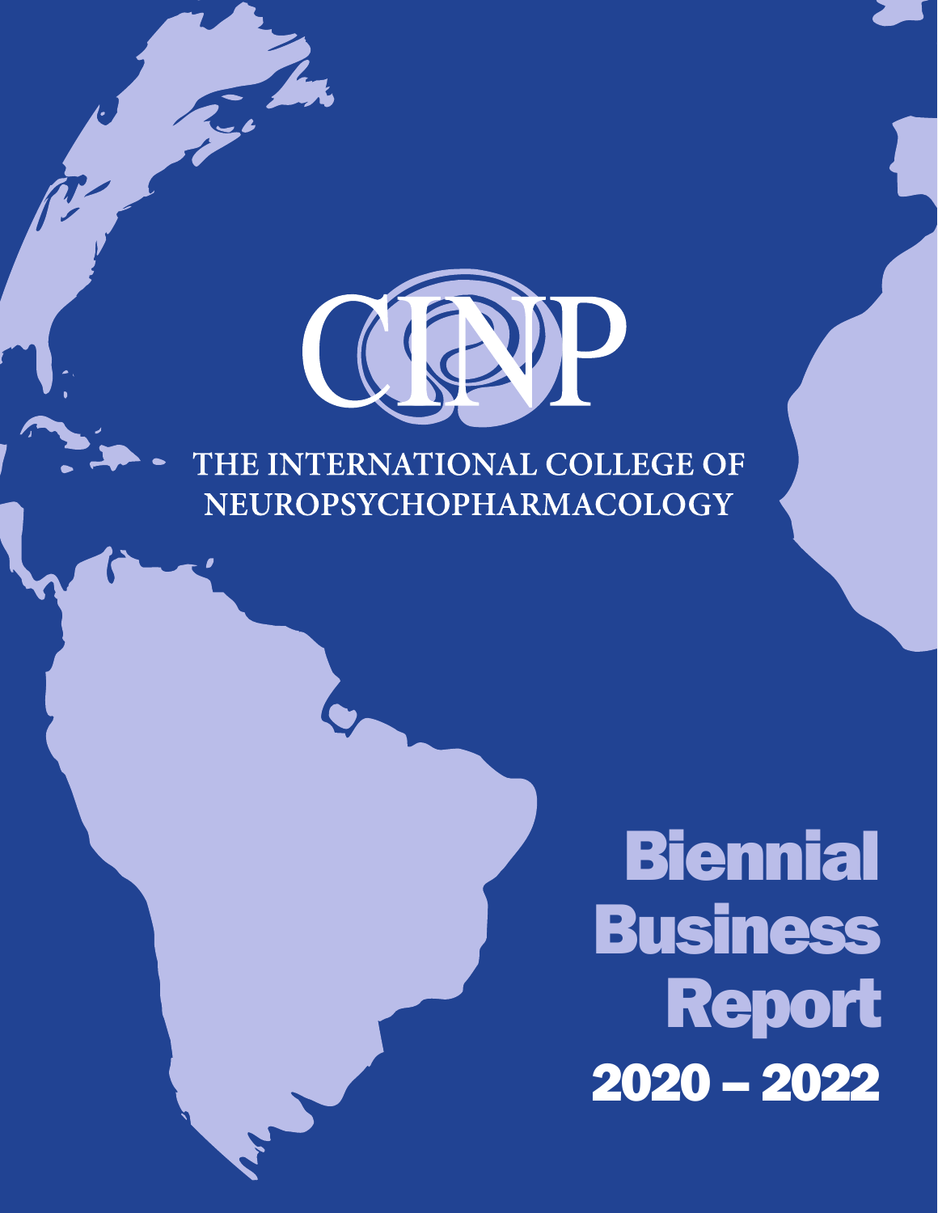# CINP

## THE INTERNATIONAL COLLEGE OF NEUROPSYCHOPHARMACOLOGY

# Biennial Business Report 2020 – 2022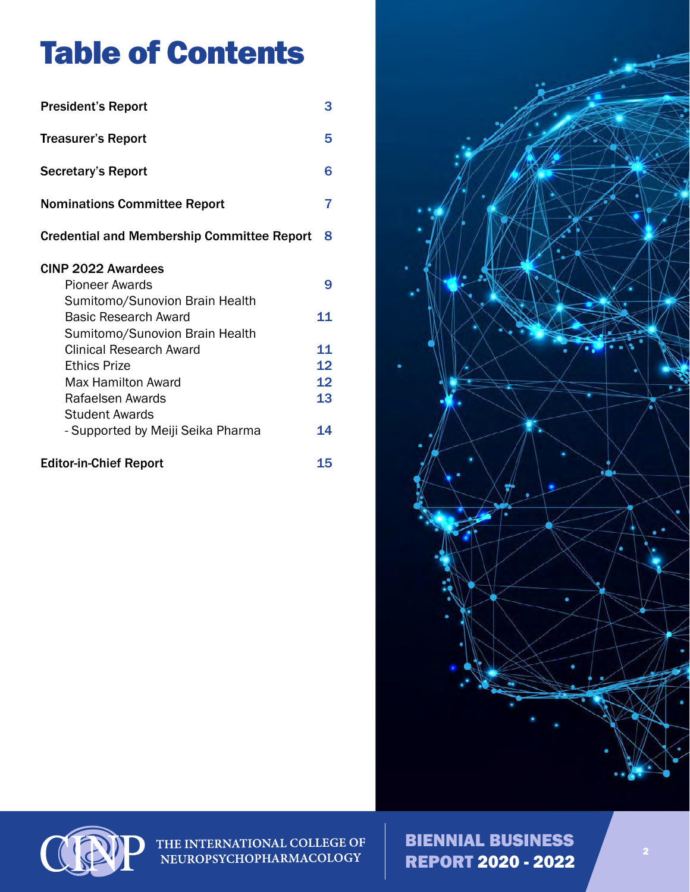# Table of Contents

| | |
|---|---|
| **President's Report** | 3 |
| **Treasurer's Report** | 5 |
| **Secretary's Report** | 6 |
| **Nominations Committee Report** | 7 |
| **Credential and Membership Committee Report** | 8 |
| **CINP 2022 Awardees** | |
| Pioneer Awards | 9 |
| Sumitomo/Sunovion Brain Health Basic Research Award | 11 |
| Sumitomo/Sunovion Brain Health Clinical Research Award | 11 |
| Ethics Prize | 12 |
| Max Hamilton Award | 12 |
| Rafaelsen Awards | 13 |
| Student Awards - Supported by Meiji Seika Pharma | 14 |
| **Editor-in-Chief Report** | 15 |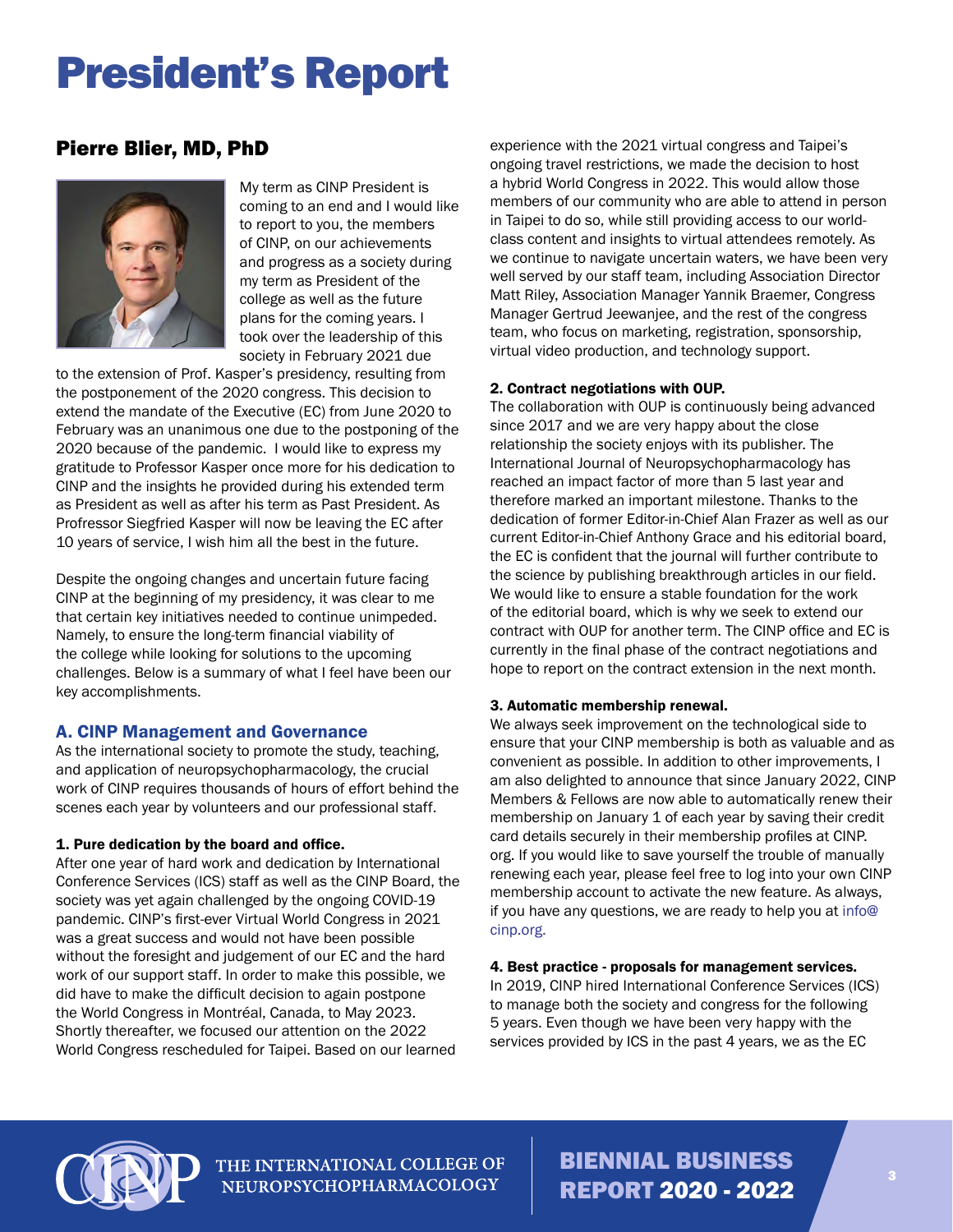# President's Report

## Pierre Blier, MD, PhD

My term as CINP President is coming to an end and I would like to report to you, the members of CINP, on our achievements and progress as a society during my term as President of the college as well as the future plans for the coming years. I took over the leadership of this society in February 2021 due to the extension of Prof. Kasper's presidency, resulting from the postponement of the 2020 congress. This decision to extend the mandate of the Executive (EC) from June 2020 to February was an unanimous one due to the postponing of the 2020 because of the pandemic. I would like to express my gratitude to Professor Kasper once more for his dedication to CINP and the insights he provided during his extended term as President as well as after his term as Past President. As Profressor Siegfried Kasper will now be leaving the EC after 10 years of service, I wish him all the best in the future.

Despite the ongoing changes and uncertain future facing CINP at the beginning of my presidency, it was clear to me that certain key initiatives needed to continue unimpeded. Namely, to ensure the long-term financial viability of the college while looking for solutions to the upcoming challenges. Below is a summary of what I feel have been our key accomplishments.

### A. CINP Management and Governance

As the international society to promote the study, teaching, and application of neuropsychopharmacology, the crucial work of CINP requires thousands of hours of effort behind the scenes each year by volunteers and our professional staff.

#### 1. Pure dedication by the board and office.

After one year of hard work and dedication by International Conference Services (ICS) staff as well as the CINP Board, the society was yet again challenged by the ongoing COVID-19 pandemic. CINP's first-ever Virtual World Congress in 2021 was a great success and would not have been possible without the foresight and judgement of our EC and the hard work of our support staff. In order to make this possible, we did have to make the difficult decision to again postpone the World Congress in Montréal, Canada, to May 2023. Shortly thereafter, we focused our attention on the 2022 World Congress rescheduled for Taipei. Based on our learned experience with the 2021 virtual congress and Taipei's ongoing travel restrictions, we made the decision to host a hybrid World Congress in 2022. This would allow those members of our community who are able to attend in person in Taipei to do so, while still providing access to our world-class content and insights to virtual attendees remotely. As we continue to navigate uncertain waters, we have been very well served by our staff team, including Association Director Matt Riley, Association Manager Yannik Braemer, Congress Manager Gertrud Jeewanjee, and the rest of the congress team, who focus on marketing, registration, sponsorship, virtual video production, and technology support.

#### 2. Contract negotiations with OUP.

The collaboration with OUP is continuously being advanced since 2017 and we are very happy about the close relationship the society enjoys with its publisher. The International Journal of Neuropsychopharmacology has reached an impact factor of more than 5 last year and therefore marked an important milestone. Thanks to the dedication of former Editor-in-Chief Alan Frazer as well as our current Editor-in-Chief Anthony Grace and his editorial board, the EC is confident that the journal will further contribute to the science by publishing breakthrough articles in our field. We would like to ensure a stable foundation for the work of the editorial board, which is why we seek to extend our contract with OUP for another term. The CINP office and EC is currently in the final phase of the contract negotiations and hope to report on the contract extension in the next month.

#### 3. Automatic membership renewal.

We always seek improvement on the technological side to ensure that your CINP membership is both as valuable and as convenient as possible. In addition to other improvements, I am also delighted to announce that since January 2022, CINP Members & Fellows are now able to automatically renew their membership on January 1 of each year by saving their credit card details securely in their membership profiles at CINP.org. If you would like to save yourself the trouble of manually renewing each year, please feel free to log into your own CINP membership account to activate the new feature. As always, if you have any questions, we are ready to help you at info@cinp.org.

#### 4. Best practice - proposals for management services.

In 2019, CINP hired International Conference Services (ICS) to manage both the society and congress for the following 5 years. Even though we have been very happy with the services provided by ICS in the past 4 years, we as the EC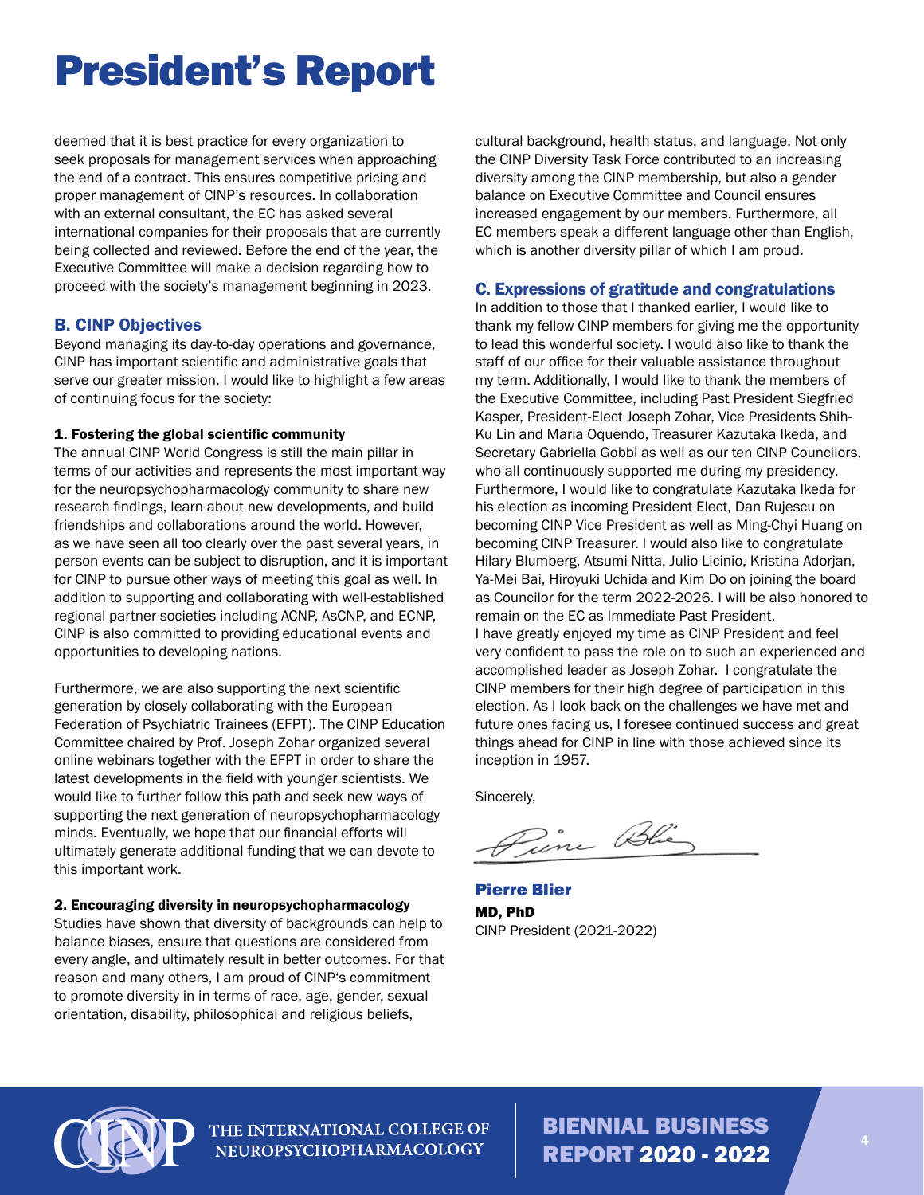# President's Report

deemed that it is best practice for every organization to seek proposals for management services when approaching the end of a contract. This ensures competitive pricing and proper management of CINP's resources. In collaboration with an external consultant, the EC has asked several international companies for their proposals that are currently being collected and reviewed. Before the end of the year, the Executive Committee will make a decision regarding how to proceed with the society's management beginning in 2023.

## B. CINP Objectives

Beyond managing its day-to-day operations and governance, CINP has important scientific and administrative goals that serve our greater mission. I would like to highlight a few areas of continuing focus for the society:

### 1. Fostering the global scientific community

The annual CINP World Congress is still the main pillar in terms of our activities and represents the most important way for the neuropsychopharmacology community to share new research findings, learn about new developments, and build friendships and collaborations around the world. However, as we have seen all too clearly over the past several years, in person events can be subject to disruption, and it is important for CINP to pursue other ways of meeting this goal as well. In addition to supporting and collaborating with well-established regional partner societies including ACNP, AsCNP, and ECNP, CINP is also committed to providing educational events and opportunities to developing nations.

Furthermore, we are also supporting the next scientific generation by closely collaborating with the European Federation of Psychiatric Trainees (EFPT). The CINP Education Committee chaired by Prof. Joseph Zohar organized several online webinars together with the EFPT in order to share the latest developments in the field with younger scientists. We would like to further follow this path and seek new ways of supporting the next generation of neuropsychopharmacology minds. Eventually, we hope that our financial efforts will ultimately generate additional funding that we can devote to this important work.

### 2. Encouraging diversity in neuropsychopharmacology

Studies have shown that diversity of backgrounds can help to balance biases, ensure that questions are considered from every angle, and ultimately result in better outcomes. For that reason and many others, I am proud of CINP's commitment to promote diversity in in terms of race, age, gender, sexual orientation, disability, philosophical and religious beliefs, cultural background, health status, and language. Not only the CINP Diversity Task Force contributed to an increasing diversity among the CINP membership, but also a gender balance on Executive Committee and Council ensures increased engagement by our members. Furthermore, all EC members speak a different language other than English, which is another diversity pillar of which I am proud.

## C. Expressions of gratitude and congratulations

In addition to those that I thanked earlier, I would like to thank my fellow CINP members for giving me the opportunity to lead this wonderful society. I would also like to thank the staff of our office for their valuable assistance throughout my term. Additionally, I would like to thank the members of the Executive Committee, including Past President Siegfried Kasper, President-Elect Joseph Zohar, Vice Presidents Shih-Ku Lin and Maria Oquendo, Treasurer Kazutaka Ikeda, and Secretary Gabriella Gobbi as well as our ten CINP Councilors, who all continuously supported me during my presidency. Furthermore, I would like to congratulate Kazutaka Ikeda for his election as incoming President Elect, Dan Rujescu on becoming CINP Vice President as well as Ming-Chyi Huang on becoming CINP Treasurer. I would also like to congratulate Hilary Blumberg, Atsumi Nitta, Julio Licinio, Kristina Adorjan, Ya-Mei Bai, Hiroyuki Uchida and Kim Do on joining the board as Councilor for the term 2022-2026. I will be also honored to remain on the EC as Immediate Past President.

I have greatly enjoyed my time as CINP President and feel very confident to pass the role on to such an experienced and accomplished leader as Joseph Zohar. I congratulate the CINP members for their high degree of participation in this election. As I look back on the challenges we have met and future ones facing us, I foresee continued success and great things ahead for CINP in line with those achieved since its inception in 1957.

Sincerely,

**Pierre Blier**
**MD, PhD**
CINP President (2021-2022)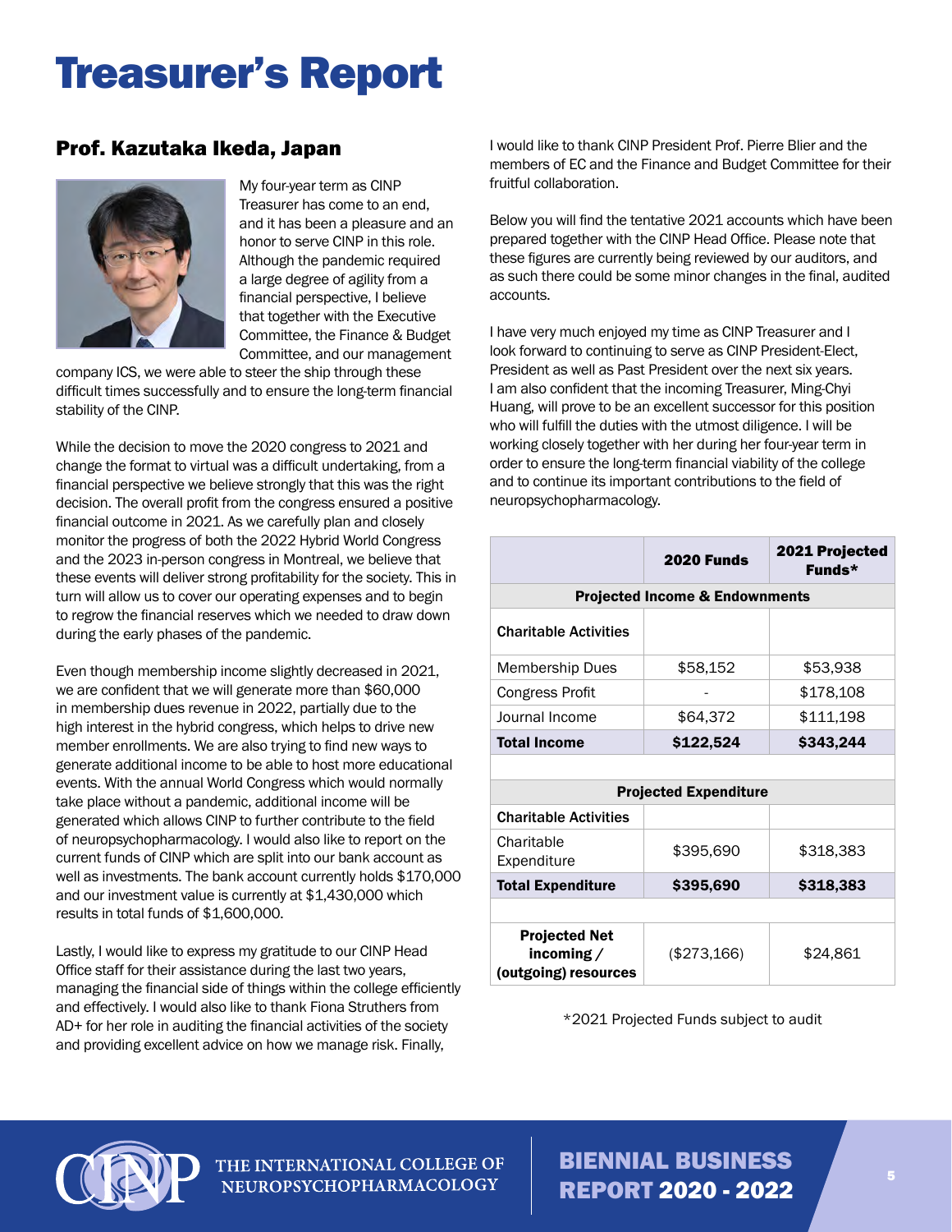# Treasurer's Report

## Prof. Kazutaka Ikeda, Japan

My four-year term as CINP Treasurer has come to an end, and it has been a pleasure and an honor to serve CINP in this role. Although the pandemic required a large degree of agility from a financial perspective, I believe that together with the Executive Committee, the Finance & Budget Committee, and our management company ICS, we were able to steer the ship through these difficult times successfully and to ensure the long-term financial stability of the CINP.

While the decision to move the 2020 congress to 2021 and change the format to virtual was a difficult undertaking, from a financial perspective we believe strongly that this was the right decision. The overall profit from the congress ensured a positive financial outcome in 2021. As we carefully plan and closely monitor the progress of both the 2022 Hybrid World Congress and the 2023 in-person congress in Montreal, we believe that these events will deliver strong profitability for the society. This in turn will allow us to cover our operating expenses and to begin to regrow the financial reserves which we needed to draw down during the early phases of the pandemic.

Even though membership income slightly decreased in 2021, we are confident that we will generate more than $60,000 in membership dues revenue in 2022, partially due to the high interest in the hybrid congress, which helps to drive new member enrollments. We are also trying to find new ways to generate additional income to be able to host more educational events. With the annual World Congress which would normally take place without a pandemic, additional income will be generated which allows CINP to further contribute to the field of neuropsychopharmacology. I would also like to report on the current funds of CINP which are split into our bank account as well as investments. The bank account currently holds $170,000 and our investment value is currently at $1,430,000 which results in total funds of $1,600,000.

Lastly, I would like to express my gratitude to our CINP Head Office staff for their assistance during the last two years, managing the financial side of things within the college efficiently and effectively. I would also like to thank Fiona Struthers from AD+ for her role in auditing the financial activities of the society and providing excellent advice on how we manage risk. Finally, I would like to thank CINP President Prof. Pierre Blier and the members of EC and the Finance and Budget Committee for their fruitful collaboration.

Below you will find the tentative 2021 accounts which have been prepared together with the CINP Head Office. Please note that these figures are currently being reviewed by our auditors, and as such there could be some minor changes in the final, audited accounts.

I have very much enjoyed my time as CINP Treasurer and I look forward to continuing to serve as CINP President-Elect, President as well as Past President over the next six years. I am also confident that the incoming Treasurer, Ming-Chyi Huang, will prove to be an excellent successor for this position who will fulfill the duties with the utmost diligence. I will be working closely together with her during her four-year term in order to ensure the long-term financial viability of the college and to continue its important contributions to the field of neuropsychopharmacology.

| | 2020 Funds | 2021 Projected Funds* |
|---|---|---|
| **Projected Income & Endownments** | | |
| **Charitable Activities** | | |
| Membership Dues | $58,152 | $53,938 |
| Congress Profit | - | $178,108 |
| Journal Income | $64,372 | $111,198 |
| **Total Income** | **$122,524** | **$343,244** |
| | | |
| **Projected Expenditure** | | |
| **Charitable Activities** | | |
| Charitable Expenditure | $395,690 | $318,383 |
| **Total Expenditure** | **$395,690** | **$318,383** |
| | | |
| **Projected Net incoming / (outgoing) resources** | ($273,166) | $24,861 |

*2021 Projected Funds subject to audit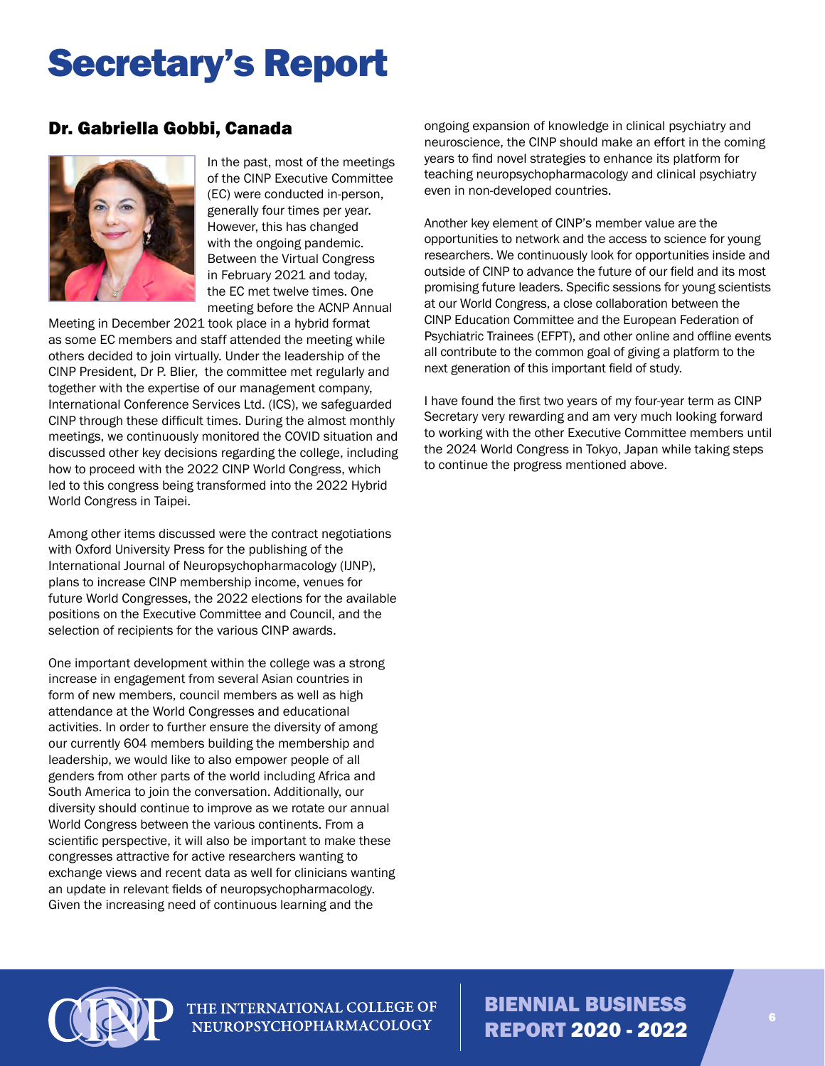# Secretary's Report

## Dr. Gabriella Gobbi, Canada

In the past, most of the meetings of the CINP Executive Committee (EC) were conducted in-person, generally four times per year. However, this has changed with the ongoing pandemic. Between the Virtual Congress in February 2021 and today, the EC met twelve times. One meeting before the ACNP Annual Meeting in December 2021 took place in a hybrid format as some EC members and staff attended the meeting while others decided to join virtually. Under the leadership of the CINP President, Dr P. Blier, the committee met regularly and together with the expertise of our management company, International Conference Services Ltd. (ICS), we safeguarded CINP through these difficult times. During the almost monthly meetings, we continuously monitored the COVID situation and discussed other key decisions regarding the college, including how to proceed with the 2022 CINP World Congress, which led to this congress being transformed into the 2022 Hybrid World Congress in Taipei.

Among other items discussed were the contract negotiations with Oxford University Press for the publishing of the International Journal of Neuropsychopharmacology (IJNP), plans to increase CINP membership income, venues for future World Congresses, the 2022 elections for the available positions on the Executive Committee and Council, and the selection of recipients for the various CINP awards.

One important development within the college was a strong increase in engagement from several Asian countries in form of new members, council members as well as high attendance at the World Congresses and educational activities. In order to further ensure the diversity of among our currently 604 members building the membership and leadership, we would like to also empower people of all genders from other parts of the world including Africa and South America to join the conversation. Additionally, our diversity should continue to improve as we rotate our annual World Congress between the various continents. From a scientific perspective, it will also be important to make these congresses attractive for active researchers wanting to exchange views and recent data as well for clinicians wanting an update in relevant fields of neuropsychopharmacology. Given the increasing need of continuous learning and the ongoing expansion of knowledge in clinical psychiatry and neuroscience, the CINP should make an effort in the coming years to find novel strategies to enhance its platform for teaching neuropsychopharmacology and clinical psychiatry even in non-developed countries.

Another key element of CINP's member value are the opportunities to network and the access to science for young researchers. We continuously look for opportunities inside and outside of CINP to advance the future of our field and its most promising future leaders. Specific sessions for young scientists at our World Congress, a close collaboration between the CINP Education Committee and the European Federation of Psychiatric Trainees (EFPT), and other online and offline events all contribute to the common goal of giving a platform to the next generation of this important field of study.

I have found the first two years of my four-year term as CINP Secretary very rewarding and am very much looking forward to working with the other Executive Committee members until the 2024 World Congress in Tokyo, Japan while taking steps to continue the progress mentioned above.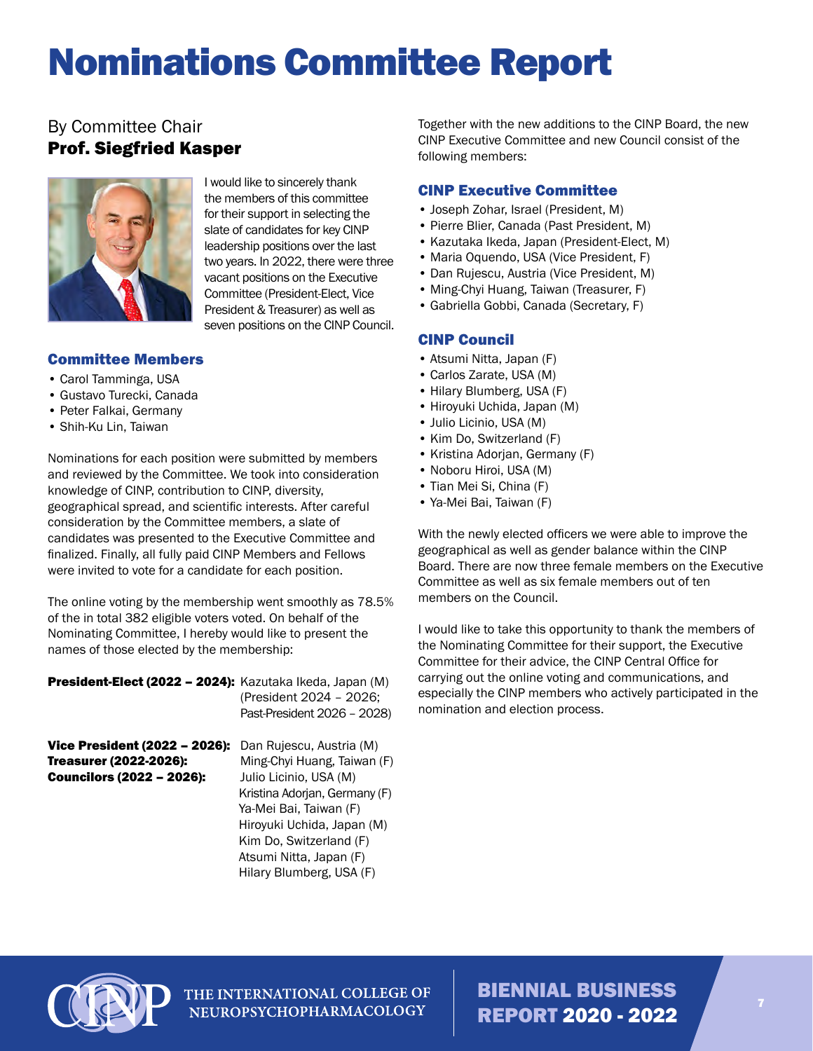# Nominations Committee Report

By Committee Chair
**Prof. Siegfried Kasper**

I would like to sincerely thank the members of this committee for their support in selecting the slate of candidates for key CINP leadership positions over the last two years. In 2022, there were three vacant positions on the Executive Committee (President-Elect, Vice President & Treasurer) as well as seven positions on the CINP Council.

### Committee Members

- Carol Tamminga, USA
- Gustavo Turecki, Canada
- Peter Falkai, Germany
- Shih-Ku Lin, Taiwan

Nominations for each position were submitted by members and reviewed by the Committee. We took into consideration knowledge of CINP, contribution to CINP, diversity, geographical spread, and scientific interests. After careful consideration by the Committee members, a slate of candidates was presented to the Executive Committee and finalized. Finally, all fully paid CINP Members and Fellows were invited to vote for a candidate for each position.

The online voting by the membership went smoothly as 78.5% of the in total 382 eligible voters voted. On behalf of the Nominating Committee, I hereby would like to present the names of those elected by the membership:

**President-Elect (2022 – 2024):** Kazutaka Ikeda, Japan (M) (President 2024 – 2026; Past-President 2026 – 2028)

**Vice President (2022 – 2026):** Dan Rujescu, Austria (M)
**Treasurer (2022-2026):** Ming-Chyi Huang, Taiwan (F)
**Councilors (2022 – 2026):** Julio Licinio, USA (M)
Kristina Adorjan, Germany (F)
Ya-Mei Bai, Taiwan (F)
Hiroyuki Uchida, Japan (M)
Kim Do, Switzerland (F)
Atsumi Nitta, Japan (F)
Hilary Blumberg, USA (F)

Together with the new additions to the CINP Board, the new CINP Executive Committee and new Council consist of the following members:

### CINP Executive Committee

- Joseph Zohar, Israel (President, M)
- Pierre Blier, Canada (Past President, M)
- Kazutaka Ikeda, Japan (President-Elect, M)
- Maria Oquendo, USA (Vice President, F)
- Dan Rujescu, Austria (Vice President, M)
- Ming-Chyi Huang, Taiwan (Treasurer, F)
- Gabriella Gobbi, Canada (Secretary, F)

### CINP Council

- Atsumi Nitta, Japan (F)
- Carlos Zarate, USA (M)
- Hilary Blumberg, USA (F)
- Hiroyuki Uchida, Japan (M)
- Julio Licinio, USA (M)
- Kim Do, Switzerland (F)
- Kristina Adorjan, Germany (F)
- Noboru Hiroi, USA (M)
- Tian Mei Si, China (F)
- Ya-Mei Bai, Taiwan (F)

With the newly elected officers we were able to improve the geographical as well as gender balance within the CINP Board. There are now three female members on the Executive Committee as well as six female members out of ten members on the Council.

I would like to take this opportunity to thank the members of the Nominating Committee for their support, the Executive Committee for their advice, the CINP Central Office for carrying out the online voting and communications, and especially the CINP members who actively participated in the nomination and election process.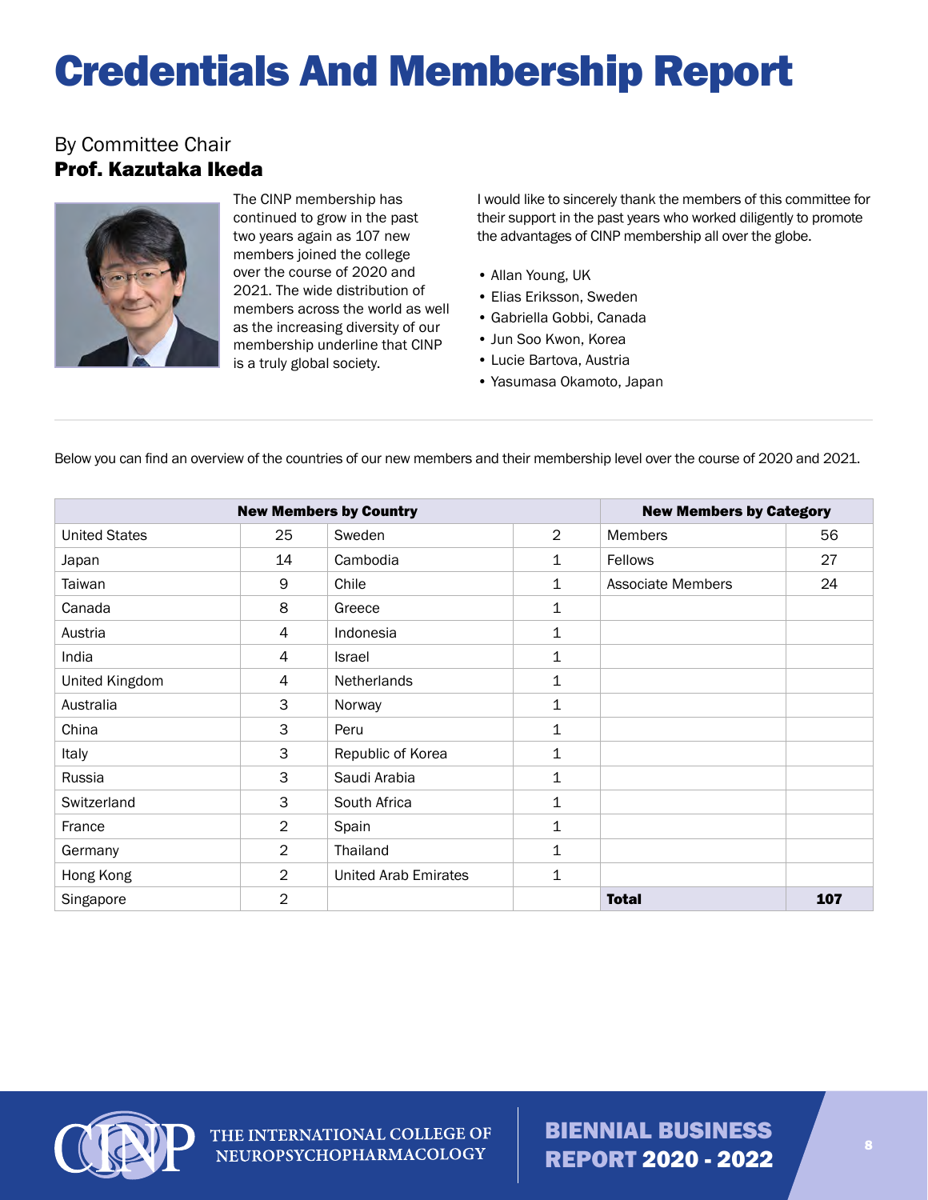# Credentials And Membership Report

By Committee Chair
**Prof. Kazutaka Ikeda**

The CINP membership has continued to grow in the past two years again as 107 new members joined the college over the course of 2020 and 2021. The wide distribution of members across the world as well as the increasing diversity of our membership underline that CINP is a truly global society.

I would like to sincerely thank the members of this committee for their support in the past years who worked diligently to promote the advantages of CINP membership all over the globe.

- Allan Young, UK
- Elias Eriksson, Sweden
- Gabriella Gobbi, Canada
- Jun Soo Kwon, Korea
- Lucie Bartova, Austria
- Yasumasa Okamoto, Japan

Below you can find an overview of the countries of our new members and their membership level over the course of 2020 and 2021.

| **New Members by Country** | | | | **New Members by Category** | |
|---|---|---|---|---|---|
| United States | 25 | Sweden | 2 | Members | 56 |
| Japan | 14 | Cambodia | 1 | Fellows | 27 |
| Taiwan | 9 | Chile | 1 | Associate Members | 24 |
| Canada | 8 | Greece | 1 | | |
| Austria | 4 | Indonesia | 1 | | |
| India | 4 | Israel | 1 | | |
| United Kingdom | 4 | Netherlands | 1 | | |
| Australia | 3 | Norway | 1 | | |
| China | 3 | Peru | 1 | | |
| Italy | 3 | Republic of Korea | 1 | | |
| Russia | 3 | Saudi Arabia | 1 | | |
| Switzerland | 3 | South Africa | 1 | | |
| France | 2 | Spain | 1 | | |
| Germany | 2 | Thailand | 1 | | |
| Hong Kong | 2 | United Arab Emirates | 1 | | |
| Singapore | 2 | | | **Total** | **107** |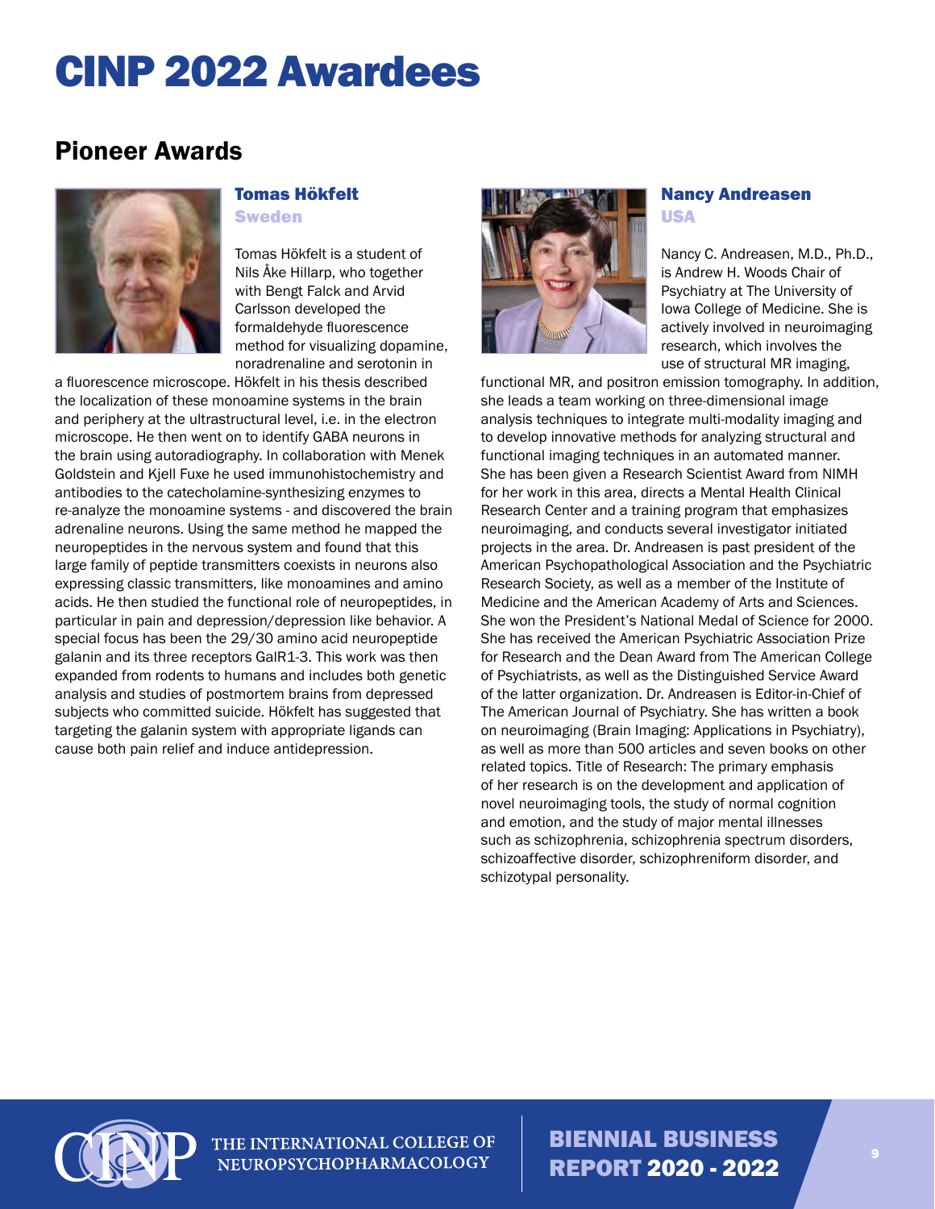# CINP 2022 Awardees

## Pioneer Awards

### Tomas Hökfelt
**Sweden**

Tomas Hökfelt is a student of Nils Åke Hillarp, who together with Bengt Falck and Arvid Carlsson developed the formaldehyde fluorescence method for visualizing dopamine, noradrenaline and serotonin in a fluorescence microscope. Hökfelt in his thesis described the localization of these monoamine systems in the brain and periphery at the ultrastructural level, i.e. in the electron microscope. He then went on to identify GABA neurons in the brain using autoradiography. In collaboration with Menek Goldstein and Kjell Fuxe he used immunohistochemistry and antibodies to the catecholamine-synthesizing enzymes to re-analyze the monoamine systems - and discovered the brain adrenaline neurons. Using the same method he mapped the neuropeptides in the nervous system and found that this large family of peptide transmitters coexists in neurons also expressing classic transmitters, like monoamines and amino acids. He then studied the functional role of neuropeptides, in particular in pain and depression/depression like behavior. A special focus has been the 29/30 amino acid neuropeptide galanin and its three receptors GalR1-3. This work was then expanded from rodents to humans and includes both genetic analysis and studies of postmortem brains from depressed subjects who committed suicide. Hökfelt has suggested that targeting the galanin system with appropriate ligands can cause both pain relief and induce antidepression.

### Nancy Andreasen
**USA**

Nancy C. Andreasen, M.D., Ph.D., is Andrew H. Woods Chair of Psychiatry at The University of Iowa College of Medicine. She is actively involved in neuroimaging research, which involves the use of structural MR imaging, functional MR, and positron emission tomography. In addition, she leads a team working on three-dimensional image analysis techniques to integrate multi-modality imaging and to develop innovative methods for analyzing structural and functional imaging techniques in an automated manner. She has been given a Research Scientist Award from NIMH for her work in this area, directs a Mental Health Clinical Research Center and a training program that emphasizes neuroimaging, and conducts several investigator initiated projects in the area. Dr. Andreasen is past president of the American Psychopathological Association and the Psychiatric Research Society, as well as a member of the Institute of Medicine and the American Academy of Arts and Sciences. She won the President's National Medal of Science for 2000. She has received the American Psychiatric Association Prize for Research and the Dean Award from The American College of Psychiatrists, as well as the Distinguished Service Award of the latter organization. Dr. Andreasen is Editor-in-Chief of The American Journal of Psychiatry. She has written a book on neuroimaging (Brain Imaging: Applications in Psychiatry), as well as more than 500 articles and seven books on other related topics. Title of Research: The primary emphasis of her research is on the development and application of novel neuroimaging tools, the study of normal cognition and emotion, and the study of major mental illnesses such as schizophrenia, schizophrenia spectrum disorders, schizoaffective disorder, schizophreniform disorder, and schizotypal personality.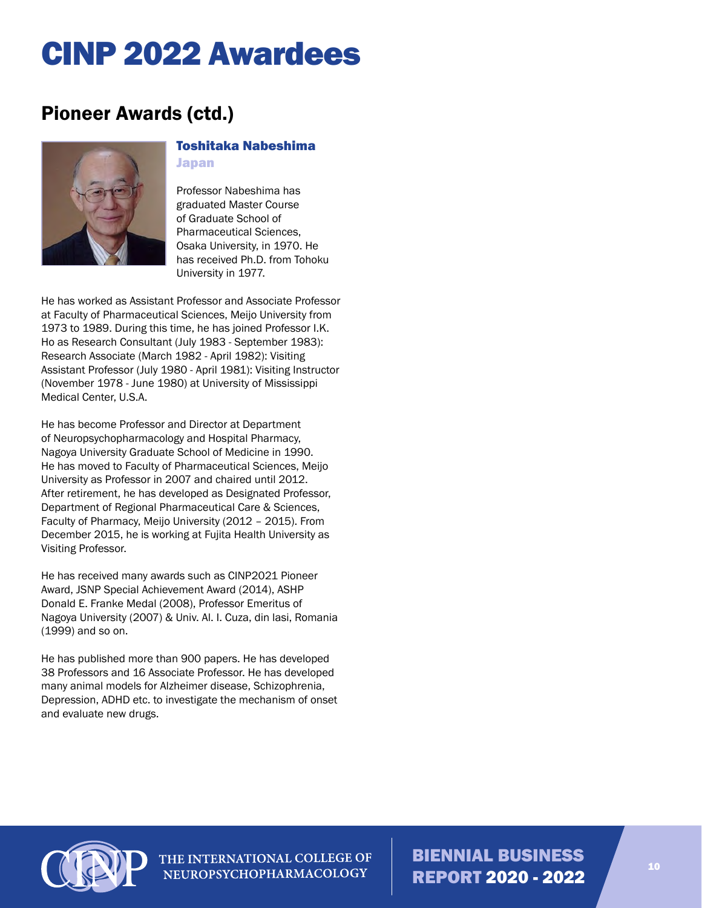# CINP 2022 Awardees

## Pioneer Awards (ctd.)

### Toshitaka Nabeshima

**Japan**

Professor Nabeshima has graduated Master Course of Graduate School of Pharmaceutical Sciences, Osaka University, in 1970. He has received Ph.D. from Tohoku University in 1977.

He has worked as Assistant Professor and Associate Professor at Faculty of Pharmaceutical Sciences, Meijo University from 1973 to 1989. During this time, he has joined Professor I.K. Ho as Research Consultant (July 1983 - September 1983): Research Associate (March 1982 - April 1982): Visiting Assistant Professor (July 1980 - April 1981): Visiting Instructor (November 1978 - June 1980) at University of Mississippi Medical Center, U.S.A.

He has become Professor and Director at Department of Neuropsychopharmacology and Hospital Pharmacy, Nagoya University Graduate School of Medicine in 1990. He has moved to Faculty of Pharmaceutical Sciences, Meijo University as Professor in 2007 and chaired until 2012. After retirement, he has developed as Designated Professor, Department of Regional Pharmaceutical Care & Sciences, Faculty of Pharmacy, Meijo University (2012 – 2015). From December 2015, he is working at Fujita Health University as Visiting Professor.

He has received many awards such as CINP2021 Pioneer Award, JSNP Special Achievement Award (2014), ASHP Donald E. Franke Medal (2008), Professor Emeritus of Nagoya University (2007) & Univ. Al. I. Cuza, din Iasi, Romania (1999) and so on.

He has published more than 900 papers. He has developed 38 Professors and 16 Associate Professor. He has developed many animal models for Alzheimer disease, Schizophrenia, Depression, ADHD etc. to investigate the mechanism of onset and evaluate new drugs.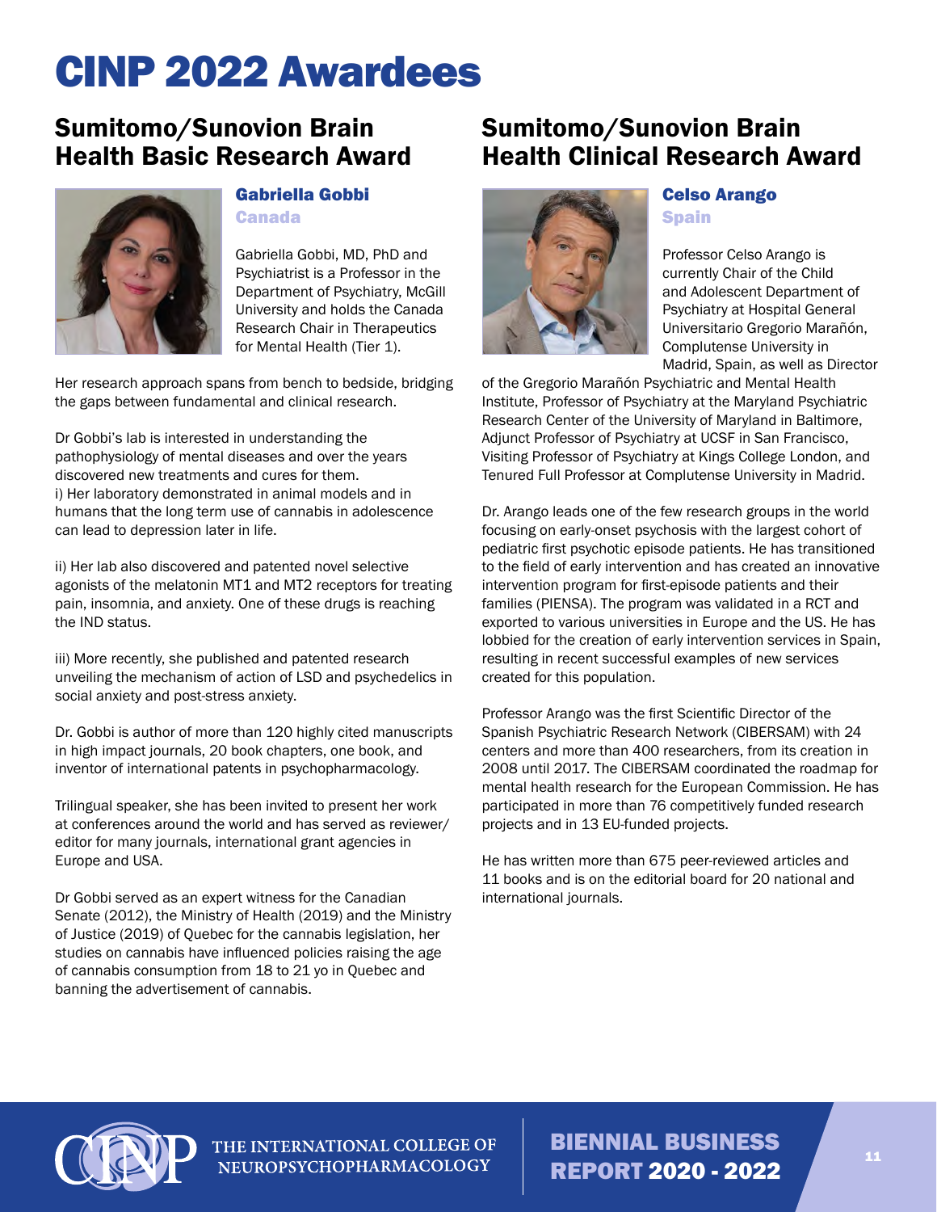# CINP 2022 Awardees

## Sumitomo/Sunovion Brain Health Basic Research Award

### Gabriella Gobbi

**Canada**

Gabriella Gobbi, MD, PhD and Psychiatrist is a Professor in the Department of Psychiatry, McGill University and holds the Canada Research Chair in Therapeutics for Mental Health (Tier 1).

Her research approach spans from bench to bedside, bridging the gaps between fundamental and clinical research.

Dr Gobbi's lab is interested in understanding the pathophysiology of mental diseases and over the years discovered new treatments and cures for them.
i) Her laboratory demonstrated in animal models and in humans that the long term use of cannabis in adolescence can lead to depression later in life.

ii) Her lab also discovered and patented novel selective agonists of the melatonin MT1 and MT2 receptors for treating pain, insomnia, and anxiety. One of these drugs is reaching the IND status.

iii) More recently, she published and patented research unveiling the mechanism of action of LSD and psychedelics in social anxiety and post-stress anxiety.

Dr. Gobbi is author of more than 120 highly cited manuscripts in high impact journals, 20 book chapters, one book, and inventor of international patents in psychopharmacology.

Trilingual speaker, she has been invited to present her work at conferences around the world and has served as reviewer/editor for many journals, international grant agencies in Europe and USA.

Dr Gobbi served as an expert witness for the Canadian Senate (2012), the Ministry of Health (2019) and the Ministry of Justice (2019) of Quebec for the cannabis legislation, her studies on cannabis have influenced policies raising the age of cannabis consumption from 18 to 21 yo in Quebec and banning the advertisement of cannabis.

## Sumitomo/Sunovion Brain Health Clinical Research Award

### Celso Arango

**Spain**

Professor Celso Arango is currently Chair of the Child and Adolescent Department of Psychiatry at Hospital General Universitario Gregorio Marañón, Complutense University in Madrid, Spain, as well as Director of the Gregorio Marañón Psychiatric and Mental Health Institute, Professor of Psychiatry at the Maryland Psychiatric Research Center of the University of Maryland in Baltimore, Adjunct Professor of Psychiatry at UCSF in San Francisco, Visiting Professor of Psychiatry at Kings College London, and Tenured Full Professor at Complutense University in Madrid.

Dr. Arango leads one of the few research groups in the world focusing on early-onset psychosis with the largest cohort of pediatric first psychotic episode patients. He has transitioned to the field of early intervention and has created an innovative intervention program for first-episode patients and their families (PIENSA). The program was validated in a RCT and exported to various universities in Europe and the US. He has lobbied for the creation of early intervention services in Spain, resulting in recent successful examples of new services created for this population.

Professor Arango was the first Scientific Director of the Spanish Psychiatric Research Network (CIBERSAM) with 24 centers and more than 400 researchers, from its creation in 2008 until 2017. The CIBERSAM coordinated the roadmap for mental health research for the European Commission. He has participated in more than 76 competitively funded research projects and in 13 EU-funded projects.

He has written more than 675 peer-reviewed articles and 11 books and is on the editorial board for 20 national and international journals.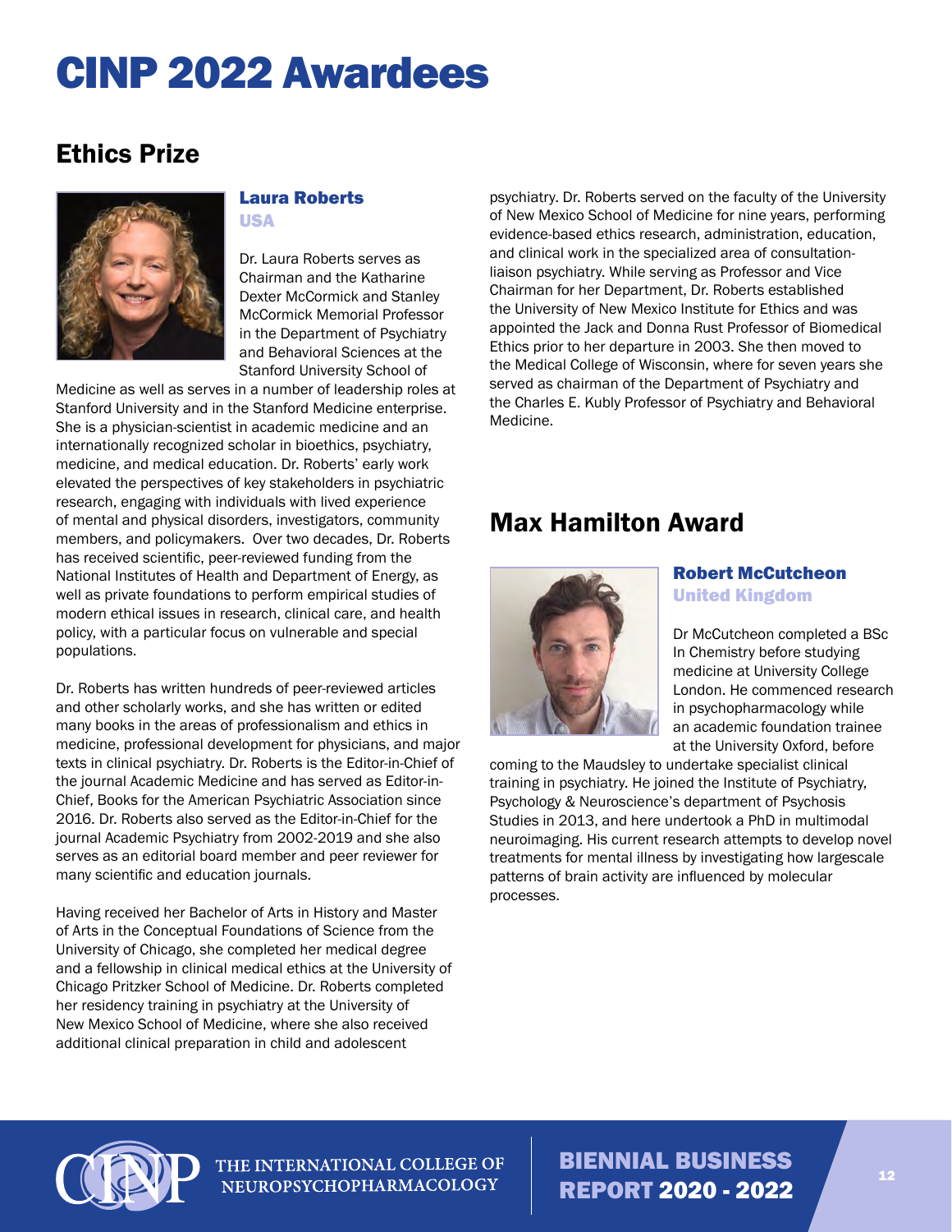# CINP 2022 Awardees

## Ethics Prize

### Laura Roberts
**USA**

Dr. Laura Roberts serves as Chairman and the Katharine Dexter McCormick and Stanley McCormick Memorial Professor in the Department of Psychiatry and Behavioral Sciences at the Stanford University School of Medicine as well as serves in a number of leadership roles at Stanford University and in the Stanford Medicine enterprise. She is a physician-scientist in academic medicine and an internationally recognized scholar in bioethics, psychiatry, medicine, and medical education. Dr. Roberts' early work elevated the perspectives of key stakeholders in psychiatric research, engaging with individuals with lived experience of mental and physical disorders, investigators, community members, and policymakers. Over two decades, Dr. Roberts has received scientific, peer-reviewed funding from the National Institutes of Health and Department of Energy, as well as private foundations to perform empirical studies of modern ethical issues in research, clinical care, and health policy, with a particular focus on vulnerable and special populations.

Dr. Roberts has written hundreds of peer-reviewed articles and other scholarly works, and she has written or edited many books in the areas of professionalism and ethics in medicine, professional development for physicians, and major texts in clinical psychiatry. Dr. Roberts is the Editor-in-Chief of the journal Academic Medicine and has served as Editor-in-Chief, Books for the American Psychiatric Association since 2016. Dr. Roberts also served as the Editor-in-Chief for the journal Academic Psychiatry from 2002-2019 and she also serves as an editorial board member and peer reviewer for many scientific and education journals.

Having received her Bachelor of Arts in History and Master of Arts in the Conceptual Foundations of Science from the University of Chicago, she completed her medical degree and a fellowship in clinical medical ethics at the University of Chicago Pritzker School of Medicine. Dr. Roberts completed her residency training in psychiatry at the University of New Mexico School of Medicine, where she also received additional clinical preparation in child and adolescent psychiatry. Dr. Roberts served on the faculty of the University of New Mexico School of Medicine for nine years, performing evidence-based ethics research, administration, education, and clinical work in the specialized area of consultation-liaison psychiatry. While serving as Professor and Vice Chairman for her Department, Dr. Roberts established the University of New Mexico Institute for Ethics and was appointed the Jack and Donna Rust Professor of Biomedical Ethics prior to her departure in 2003. She then moved to the Medical College of Wisconsin, where for seven years she served as chairman of the Department of Psychiatry and the Charles E. Kubly Professor of Psychiatry and Behavioral Medicine.

## Max Hamilton Award

### Robert McCutcheon
**United Kingdom**

Dr McCutcheon completed a BSc In Chemistry before studying medicine at University College London. He commenced research in psychopharmacology while an academic foundation trainee at the University Oxford, before coming to the Maudsley to undertake specialist clinical training in psychiatry. He joined the Institute of Psychiatry, Psychology & Neuroscience's department of Psychosis Studies in 2013, and here undertook a PhD in multimodal neuroimaging. His current research attempts to develop novel treatments for mental illness by investigating how largescale patterns of brain activity are influenced by molecular processes.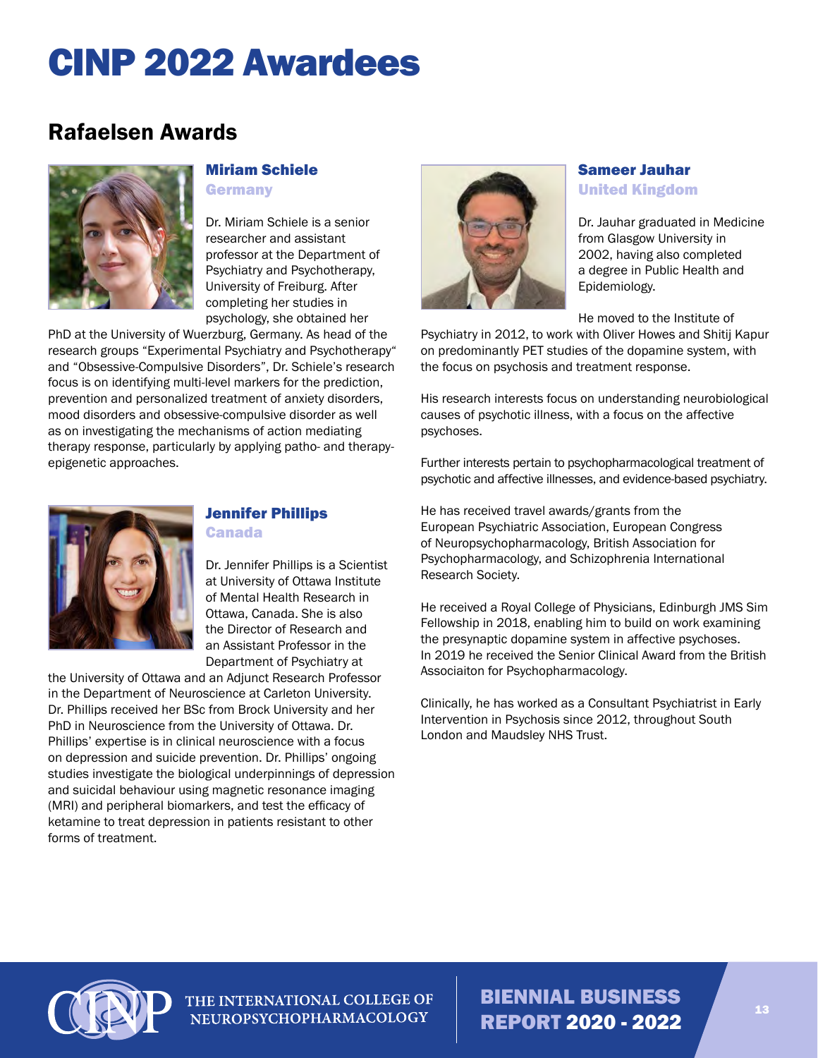# CINP 2022 Awardees

## Rafaelsen Awards

### Miriam Schiele
**Germany**

Dr. Miriam Schiele is a senior researcher and assistant professor at the Department of Psychiatry and Psychotherapy, University of Freiburg. After completing her studies in psychology, she obtained her PhD at the University of Wuerzburg, Germany. As head of the research groups "Experimental Psychiatry and Psychotherapy" and "Obsessive-Compulsive Disorders", Dr. Schiele's research focus is on identifying multi-level markers for the prediction, prevention and personalized treatment of anxiety disorders, mood disorders and obsessive-compulsive disorder as well as on investigating the mechanisms of action mediating therapy response, particularly by applying patho- and therapy-epigenetic approaches.

### Jennifer Phillips
**Canada**

Dr. Jennifer Phillips is a Scientist at University of Ottawa Institute of Mental Health Research in Ottawa, Canada. She is also the Director of Research and an Assistant Professor in the Department of Psychiatry at the University of Ottawa and an Adjunct Research Professor in the Department of Neuroscience at Carleton University. Dr. Phillips received her BSc from Brock University and her PhD in Neuroscience from the University of Ottawa. Dr. Phillips' expertise is in clinical neuroscience with a focus on depression and suicide prevention. Dr. Phillips' ongoing studies investigate the biological underpinnings of depression and suicidal behaviour using magnetic resonance imaging (MRI) and peripheral biomarkers, and test the efficacy of ketamine to treat depression in patients resistant to other forms of treatment.

### Sameer Jauhar
**United Kingdom**

Dr. Jauhar graduated in Medicine from Glasgow University in 2002, having also completed a degree in Public Health and Epidemiology.

He moved to the Institute of Psychiatry in 2012, to work with Oliver Howes and Shitij Kapur on predominantly PET studies of the dopamine system, with the focus on psychosis and treatment response.

His research interests focus on understanding neurobiological causes of psychotic illness, with a focus on the affective psychoses.

Further interests pertain to psychopharmacological treatment of psychotic and affective illnesses, and evidence-based psychiatry.

He has received travel awards/grants from the European Psychiatric Association, European Congress of Neuropsychopharmacology, British Association for Psychopharmacology, and Schizophrenia International Research Society.

He received a Royal College of Physicians, Edinburgh JMS Sim Fellowship in 2018, enabling him to build on work examining the presynaptic dopamine system in affective psychoses. In 2019 he received the Senior Clinical Award from the British Associaiton for Psychopharmacology.

Clinically, he has worked as a Consultant Psychiatrist in Early Intervention in Psychosis since 2012, throughout South London and Maudsley NHS Trust.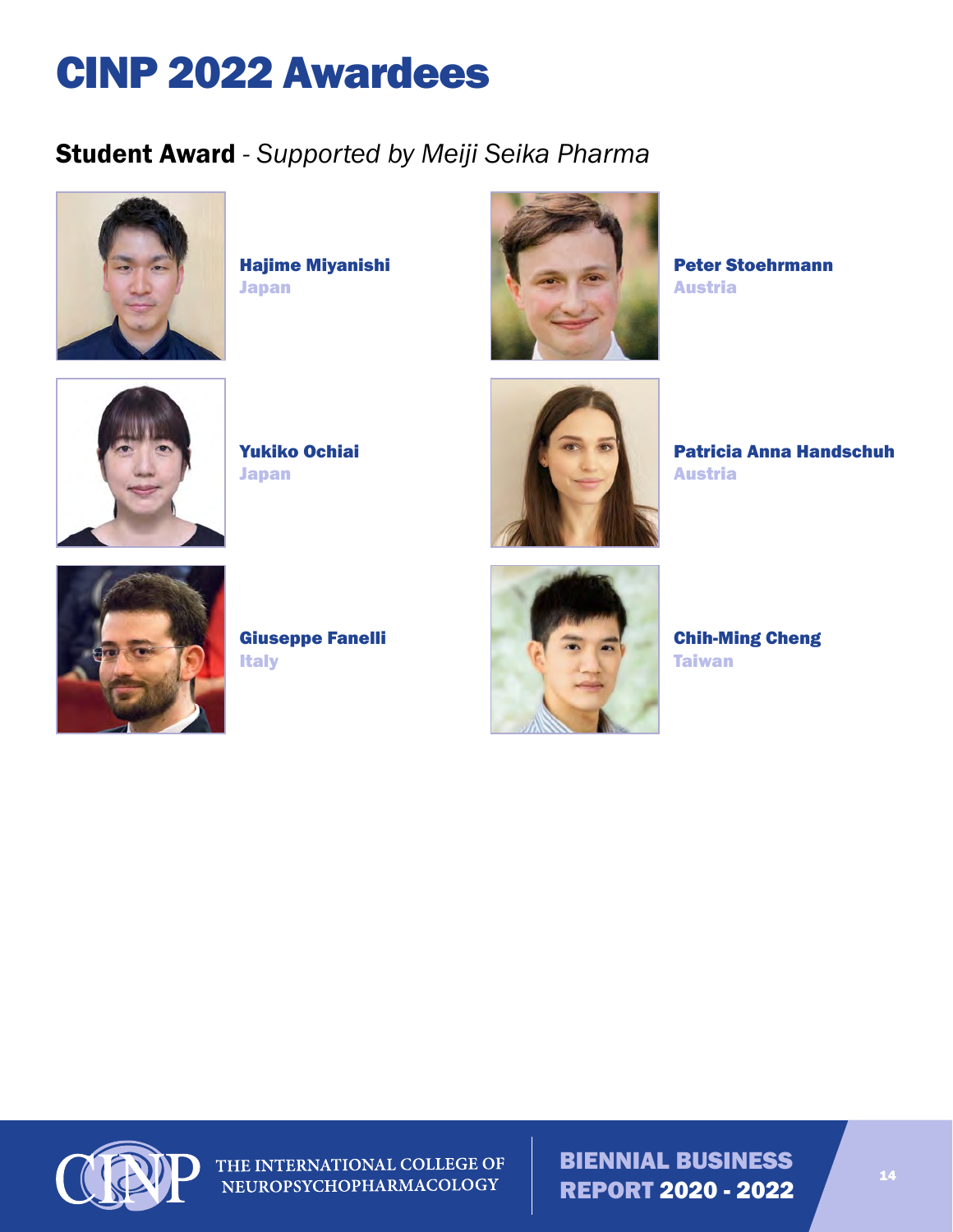# CINP 2022 Awardees

## **Student Award** - *Supported by Meiji Seika Pharma*

**Hajime Miyanishi**
Japan

**Peter Stoehrmann**
Austria

**Yukiko Ochiai**
Japan

**Patricia Anna Handschuh**
Austria

**Giuseppe Fanelli**
Italy

**Chih-Ming Cheng**
Taiwan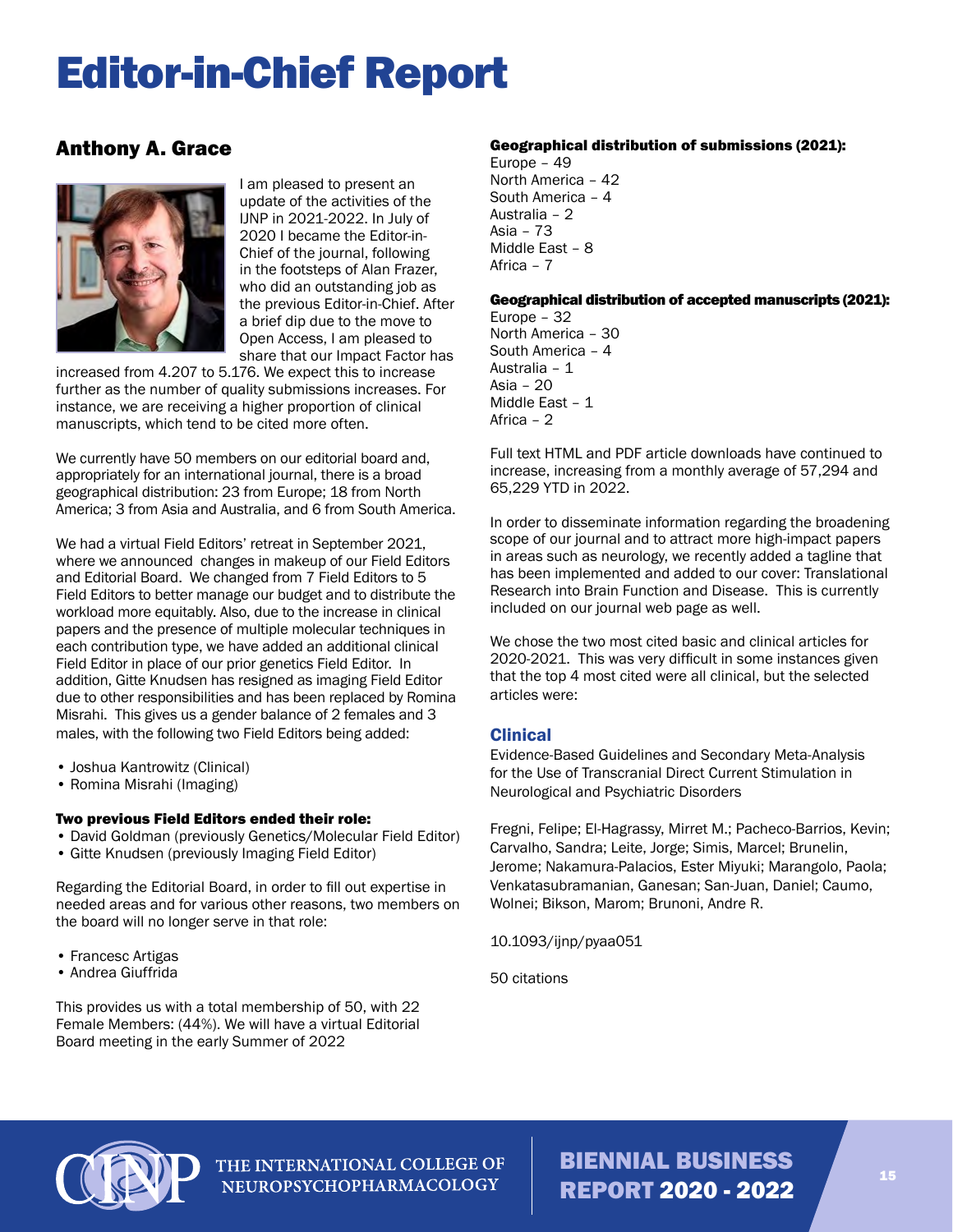# Editor-in-Chief Report

## Anthony A. Grace

I am pleased to present an update of the activities of the IJNP in 2021-2022. In July of 2020 I became the Editor-in-Chief of the journal, following in the footsteps of Alan Frazer, who did an outstanding job as the previous Editor-in-Chief. After a brief dip due to the move to Open Access, I am pleased to share that our Impact Factor has increased from 4.207 to 5.176. We expect this to increase further as the number of quality submissions increases. For instance, we are receiving a higher proportion of clinical manuscripts, which tend to be cited more often.

We currently have 50 members on our editorial board and, appropriately for an international journal, there is a broad geographical distribution: 23 from Europe; 18 from North America; 3 from Asia and Australia, and 6 from South America.

We had a virtual Field Editors' retreat in September 2021, where we announced changes in makeup of our Field Editors and Editorial Board. We changed from 7 Field Editors to 5 Field Editors to better manage our budget and to distribute the workload more equitably. Also, due to the increase in clinical papers and the presence of multiple molecular techniques in each contribution type, we have added an additional clinical Field Editor in place of our prior genetics Field Editor. In addition, Gitte Knudsen has resigned as imaging Field Editor due to other responsibilities and has been replaced by Romina Misrahi. This gives us a gender balance of 2 females and 3 males, with the following two Field Editors being added:

- Joshua Kantrowitz (Clinical)
- Romina Misrahi (Imaging)

#### Two previous Field Editors ended their role:

- David Goldman (previously Genetics/Molecular Field Editor)
- Gitte Knudsen (previously Imaging Field Editor)

Regarding the Editorial Board, in order to fill out expertise in needed areas and for various other reasons, two members on the board will no longer serve in that role:

- Francesc Artigas
- Andrea Giuffrida

This provides us with a total membership of 50, with 22 Female Members: (44%). We will have a virtual Editorial Board meeting in the early Summer of 2022

#### Geographical distribution of submissions (2021):

Europe – 49
North America – 42
South America – 4
Australia – 2
Asia – 73
Middle East – 8
Africa – 7

#### Geographical distribution of accepted manuscripts (2021):

Europe – 32
North America – 30
South America – 4
Australia – 1
Asia – 20
Middle East – 1
Africa – 2

Full text HTML and PDF article downloads have continued to increase, increasing from a monthly average of 57,294 and 65,229 YTD in 2022.

In order to disseminate information regarding the broadening scope of our journal and to attract more high-impact papers in areas such as neurology, we recently added a tagline that has been implemented and added to our cover: Translational Research into Brain Function and Disease. This is currently included on our journal web page as well.

We chose the two most cited basic and clinical articles for 2020-2021. This was very difficult in some instances given that the top 4 most cited were all clinical, but the selected articles were:

### Clinical

Evidence-Based Guidelines and Secondary Meta-Analysis for the Use of Transcranial Direct Current Stimulation in Neurological and Psychiatric Disorders

Fregni, Felipe; El-Hagrassy, Mirret M.; Pacheco-Barrios, Kevin; Carvalho, Sandra; Leite, Jorge; Simis, Marcel; Brunelin, Jerome; Nakamura-Palacios, Ester Miyuki; Marangolo, Paola; Venkatasubramanian, Ganesan; San-Juan, Daniel; Caumo, Wolnei; Bikson, Marom; Brunoni, Andre R.

10.1093/ijnp/pyaa051

50 citations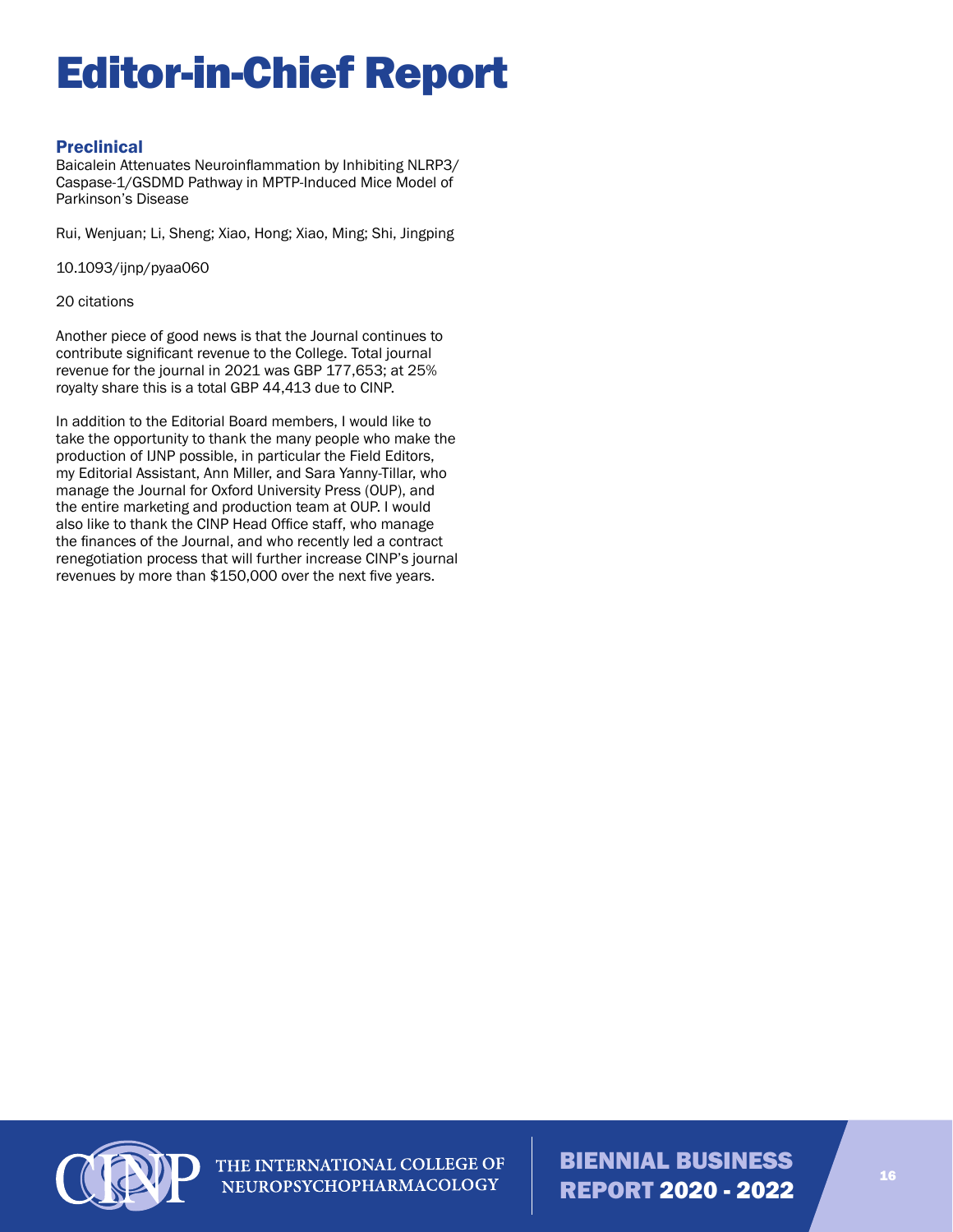# Editor-in-Chief Report

### Preclinical

Baicalein Attenuates Neuroinflammation by Inhibiting NLRP3/ Caspase-1/GSDMD Pathway in MPTP-Induced Mice Model of Parkinson's Disease

Rui, Wenjuan; Li, Sheng; Xiao, Hong; Xiao, Ming; Shi, Jingping

10.1093/ijnp/pyaa060

20 citations

Another piece of good news is that the Journal continues to contribute significant revenue to the College. Total journal revenue for the journal in 2021 was GBP 177,653; at 25% royalty share this is a total GBP 44,413 due to CINP.

In addition to the Editorial Board members, I would like to take the opportunity to thank the many people who make the production of IJNP possible, in particular the Field Editors, my Editorial Assistant, Ann Miller, and Sara Yanny-Tillar, who manage the Journal for Oxford University Press (OUP), and the entire marketing and production team at OUP. I would also like to thank the CINP Head Office staff, who manage the finances of the Journal, and who recently led a contract renegotiation process that will further increase CINP's journal revenues by more than $150,000 over the next five years.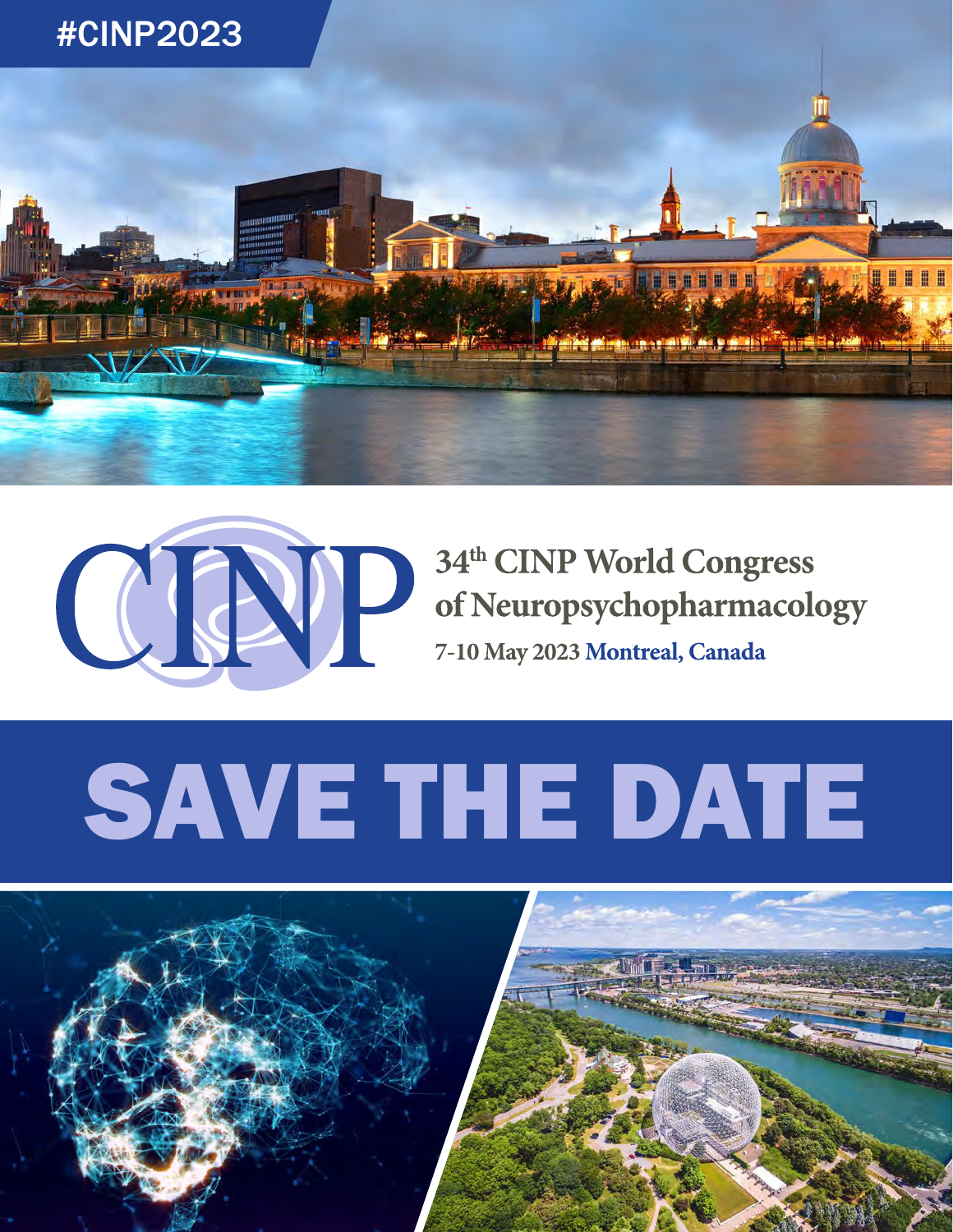#CINP2023

CINP

# 34th CINP World Congress of Neuropsychopharmacology

**7-10 May 2023 Montreal, Canada**

# SAVE THE DATE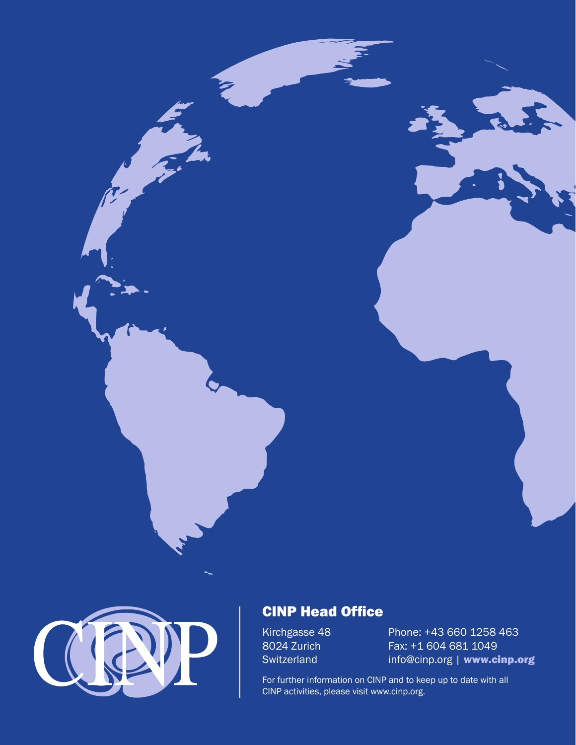## CINP Head Office

Kirchgasse 48
8024 Zurich
Switzerland

Phone: +43 660 1258 463
Fax: +1 604 681 1049
info@cinp.org | **www.cinp.org**

For further information on CINP and to keep up to date with all CINP activities, please visit www.cinp.org.